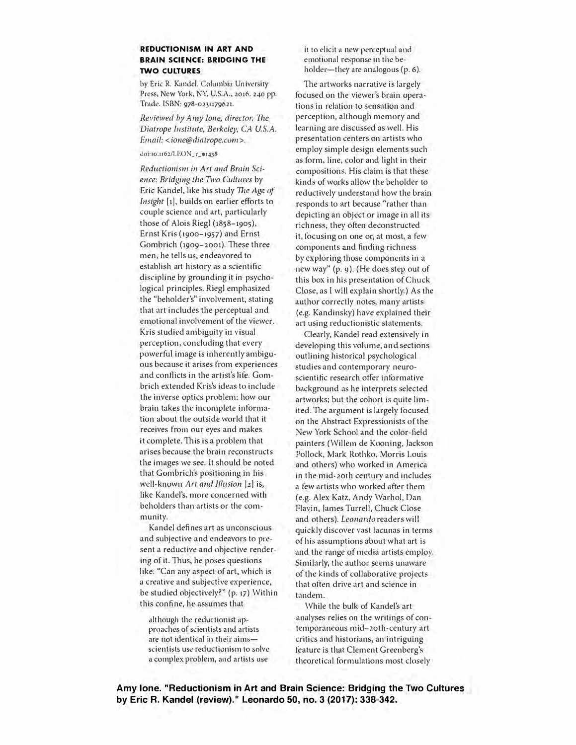## REDUCTIONISM IN ART AND BRAIN SCIENCE: BRIDGING THE TWO CULTURES

by Eric R. Kandel. Columbia University Press, New York, NY, U.S.A., 2016. 240 pp. Trade. ISBN: 978-0231179621.

*Reviewed by Amy Ione, director, The Diatrope Institute, Berkeley, CA U.S.A. Email: <ione@diatrope.com>.*

doi:10.1162/LEON_r_01438

*Reductionism in Art and Brain Science: Bridging the Two Cultures* by Eric Kandel, like his study *The Age of Insight* [1], builds on earlier efforts to couple science and art, particularly those of Alois Riegl (1858–1905), Ernst Kris (1900–1957) and Ernst Gombrich (1909–2001). These three men, he tells us, endeavored to establish art history as a scientific discipline by grounding it in psychological principles. Riegl emphasized the "beholder's" involvement, stating that art includes the perceptual and emotional involvement of the viewer. Kris studied ambiguity in visual perception, concluding that every powerful image is inherently ambiguous because it arises from experiences and conflicts in the artist's life. Gombrich extended Kris's ideas to include the inverse optics problem: how our brain takes the incomplete information about the outside world that it receives from our eyes and makes it complete. This is a problem that arises because the brain reconstructs the images we see. It should be noted that Gombrich's positioning in his well-known *Art and Illusion* [2] is, like Kandel's, more concerned with beholders than artists or the community.

Kandel defines art as unconscious and subjective and endeavors to present a reductive and objective rendering of it. Thus, he poses questions like: "Can any aspect of art, which is a creative and subjective experience, be studied objectively?" (p. 17) Within this confine, he assumes that

> although the reductionist approaches of scientists and artists are not identical in their aims—scientists use reductionism to solve a complex problem, and artists use it to elicit a new perceptual and emotional response in the beholder—they are analogous (p. 6).

The artworks narrative is largely focused on the viewer's brain operations in relation to sensation and perception, although memory and learning are discussed as well. His presentation centers on artists who employ simple design elements such as form, line, color and light in their compositions. His claim is that these kinds of works allow the beholder to reductively understand how the brain responds to art because "rather than depicting an object or image in all its richness, they often deconstructed it, focusing on one or, at most, a few components and finding richness by exploring those components in a new way" (p. 9). (He does step out of this box in his presentation of Chuck Close, as I will explain shortly.) As the author correctly notes, many artists (e.g. Kandinsky) have explained their art using reductionistic statements.

Clearly, Kandel read extensively in developing this volume, and sections outlining historical psychological studies and contemporary neuroscientific research offer informative background as he interprets selected artworks; but the cohort is quite limited. The argument is largely focused on the Abstract Expressionists of the New York School and the color-field painters (Willem de Kooning, Jackson Pollock, Mark Rothko, Morris Louis and others) who worked in America in the mid-20th century and includes a few artists who worked after them (e.g. Alex Katz, Andy Warhol, Dan Flavin, James Turrell, Chuck Close and others). *Leonardo* readers will quickly discover vast lacunas in terms of his assumptions about what art is and the range of media artists employ. Similarly, the author seems unaware of the kinds of collaborative projects that often drive art and science in tandem.

While the bulk of Kandel's art analyses relies on the writings of contemporaneous mid–20th-century art critics and historians, an intriguing feature is that Clement Greenberg's theoretical formulations most closely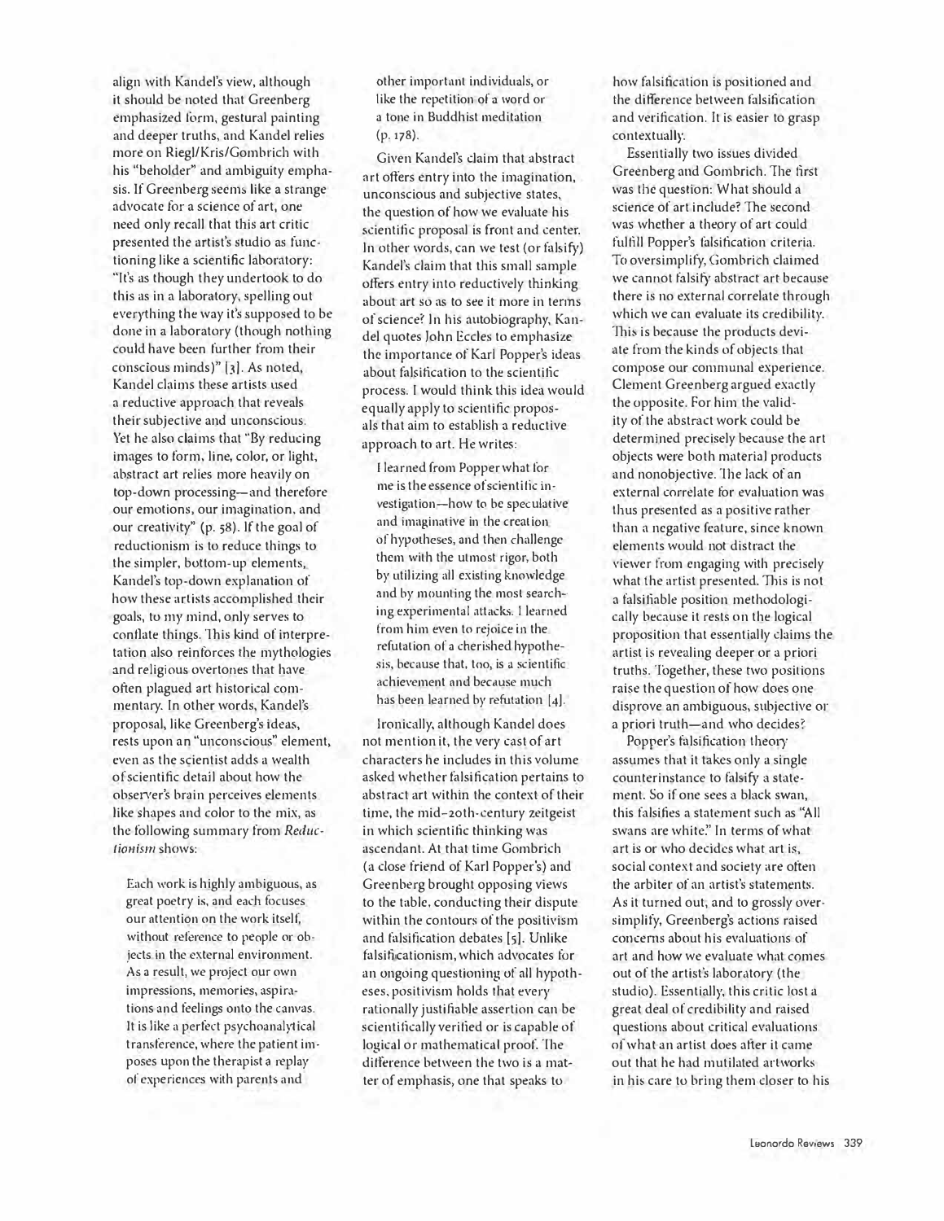align with Kandel's view, although it should be noted that Greenberg emphasized form, gestural painting and deeper truths, and Kandel relies more on Riegl/Kris/Gombrich with his "beholder" and ambiguity emphasis. If Greenberg seems like a strange advocate for a science of art, one need only recall that this art critic presented the artist's studio as functioning like a scientific laboratory: "It's as though they undertook to do this as in a laboratory, spelling out everything the way it's supposed to be done in a laboratory (though nothing could have been further from their conscious minds)" [3]. As noted, Kandel claims these artists used a reductive approach that reveals their subjective and unconscious. Yet he also claims that "By reducing images to form, line, color, or light, abstract art relies more heavily on top-down processing—and therefore our emotions, our imagination, and our creativity" (p. 58). If the goal of reductionism is to reduce things to the simpler, bottom-up elements, Kandel's top-down explanation of how these artists accomplished their goals, to my mind, only serves to conflate things. This kind of interpretation also reinforces the mythologies and religious overtones that have often plagued art historical commentary. In other words, Kandel's proposal, like Greenberg's ideas, rests upon an "unconscious" element, even as the scientist adds a wealth of scientific detail about how the observer's brain perceives elements like shapes and color to the mix, as the following summary from *Reductionism* shows:

> Each work is highly ambiguous, as great poetry is, and each focuses our attention on the work itself, without reference to people or objects in the external environment. As a result, we project our own impressions, memories, aspirations and feelings onto the canvas. It is like a perfect psychoanalytical transference, where the patient imposes upon the therapist a replay of experiences with parents and other important individuals, or like the repetition of a word or a tone in Buddhist meditation (p. 178).

Given Kandel's claim that abstract art offers entry into the imagination, unconscious and subjective states, the question of how we evaluate his scientific proposal is front and center. In other words, can we test (or falsify) Kandel's claim that this small sample offers entry into reductively thinking about art so as to see it more in terms of science? In his autobiography, Kandel quotes John Eccles to emphasize the importance of Karl Popper's ideas about falsification to the scientific process. I would think this idea would equally apply to scientific proposals that aim to establish a reductive approach to art. He writes:

> I learned from Popper what for me is the essence of scientific investigation—how to be speculative and imaginative in the creation of hypotheses, and then challenge them with the utmost rigor, both by utilizing all existing knowledge and by mounting the most searching experimental attacks. I learned from him even to rejoice in the refutation of a cherished hypothesis, because that, too, is a scientific achievement and because much has been learned by refutation [4].

Ironically, although Kandel does not mention it, the very cast of art characters he includes in this volume asked whether falsification pertains to abstract art within the context of their time, the mid-20th-century zeitgeist in which scientific thinking was ascendant. At that time Gombrich (a close friend of Karl Popper's) and Greenberg brought opposing views to the table, conducting their dispute within the contours of the positivism and falsification debates [5]. Unlike falsificationism, which advocates for an ongoing questioning of all hypotheses, positivism holds that every rationally justifiable assertion can be scientifically verified or is capable of logical or mathematical proof. The difference between the two is a matter of emphasis, one that speaks to how falsification is positioned and the difference between falsification and verification. It is easier to grasp contextually.

Essentially two issues divided Greenberg and Gombrich. The first was the question: What should a science of art include? The second was whether a theory of art could fulfill Popper's falsification criteria. To oversimplify, Gombrich claimed we cannot falsify abstract art because there is no external correlate through which we can evaluate its credibility. This is because the products deviate from the kinds of objects that compose our communal experience. Clement Greenberg argued exactly the opposite. For him the validity of the abstract work could be determined precisely because the art objects were both material products and nonobjective. The lack of an external correlate for evaluation was thus presented as a positive rather than a negative feature, since known elements would not distract the viewer from engaging with precisely what the artist presented. This is not a falsifiable position methodologically because it rests on the logical proposition that essentially claims the artist is revealing deeper or a priori truths. Together, these two positions raise the question of how does one disprove an ambiguous, subjective or a priori truth—and who decides?

Popper's falsification theory assumes that it takes only a single counterinstance to falsify a statement. So if one sees a black swan, this falsifies a statement such as "All swans are white." In terms of what art is or who decides what art is, social context and society are often the arbiter of an artist's statements. As it turned out, and to grossly oversimplify, Greenberg's actions raised concerns about his evaluations of art and how we evaluate what comes out of the artist's laboratory (the studio). Essentially, this critic lost a great deal of credibility and raised questions about critical evaluations of what an artist does after it came out that he had mutilated artworks in his care to bring them closer to his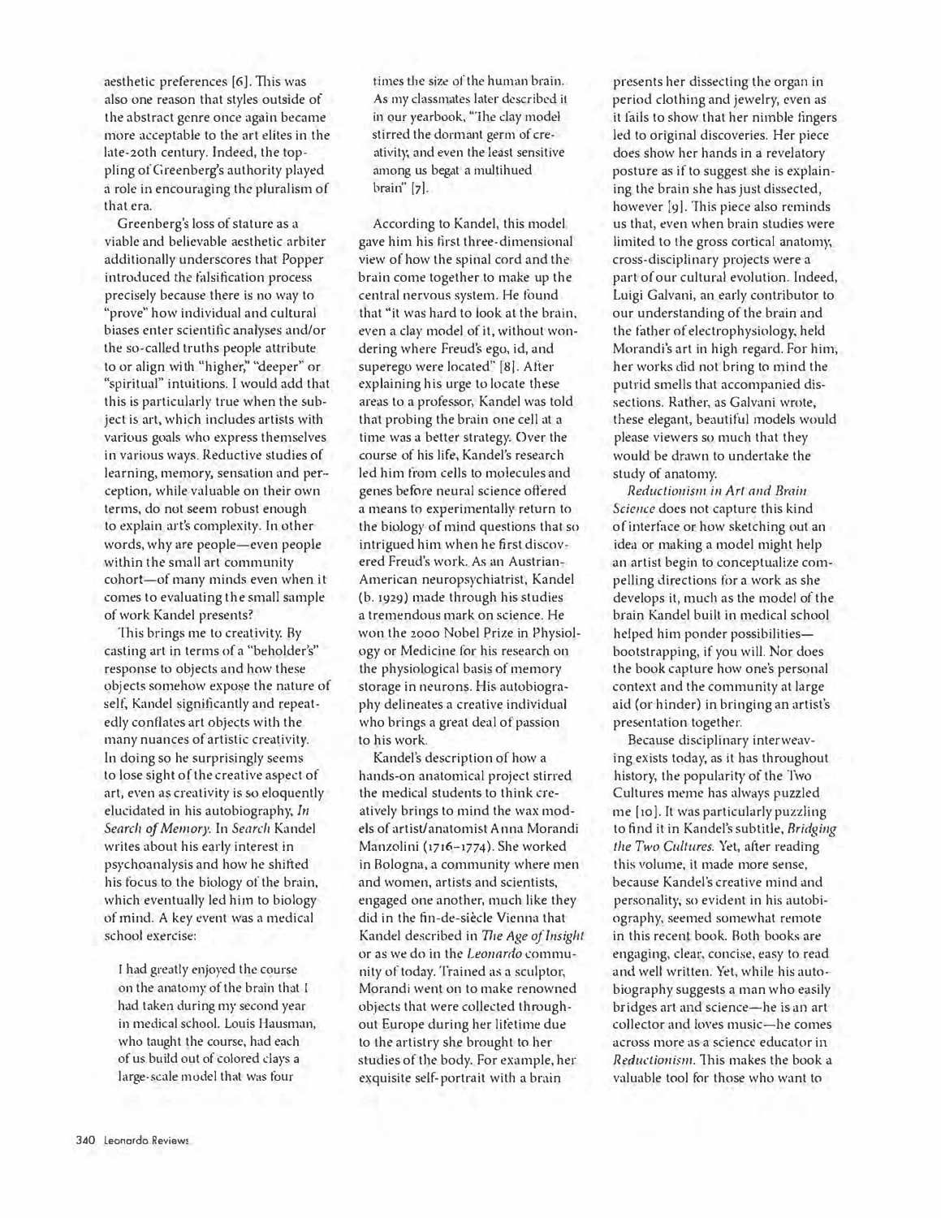aesthetic preferences [6]. This was also one reason that styles outside of the abstract genre once again became more acceptable to the art elites in the late-20th century. Indeed, the toppling of Greenberg's authority played a role in encouraging the pluralism of that era.

Greenberg's loss of stature as a viable and believable aesthetic arbiter additionally underscores that Popper introduced the falsification process precisely because there is no way to "prove" how individual and cultural biases enter scientific analyses and/or the so-called truths people attribute to or align with "higher," "deeper" or "spiritual" intuitions. I would add that this is particularly true when the subject is art, which includes artists with various goals who express themselves in various ways. Reductive studies of learning, memory, sensation and perception, while valuable on their own terms, do not seem robust enough to explain art's complexity. In other words, why are people—even people within the small art community cohort—of many minds even when it comes to evaluating the small sample of work Kandel presents?

This brings me to creativity. By casting art in terms of a "beholder's" response to objects and how these objects somehow expose the nature of self, Kandel significantly and repeatedly conflates art objects with the many nuances of artistic creativity. In doing so he surprisingly seems to lose sight of the creative aspect of art, even as creativity is so eloquently elucidated in his autobiography, *In Search of Memory*. In *Search* Kandel writes about his early interest in psychoanalysis and how he shifted his focus to the biology of the brain, which eventually led him to biology of mind. A key event was a medical school exercise:

> I had greatly enjoyed the course on the anatomy of the brain that I had taken during my second year in medical school. Louis Hausman, who taught the course, had each of us build out of colored clays a large-scale model that was four times the size of the human brain. As my classmates later described it in our yearbook, "The clay model stirred the dormant germ of creativity, and even the least sensitive among us begat a multihued brain" [7].

According to Kandel, this model gave him his first three-dimensional view of how the spinal cord and the brain come together to make up the central nervous system. He found that "it was hard to look at the brain, even a clay model of it, without wondering where Freud's ego, id, and superego were located" [8]. After explaining his urge to locate these areas to a professor, Kandel was told that probing the brain one cell at a time was a better strategy. Over the course of his life, Kandel's research led him from cells to molecules and genes before neural science offered a means to experimentally return to the biology of mind questions that so intrigued him when he first discovered Freud's work. As an Austrian-American neuropsychiatrist, Kandel (b. 1929) made through his studies a tremendous mark on science. He won the 2000 Nobel Prize in Physiology or Medicine for his research on the physiological basis of memory storage in neurons. His autobiography delineates a creative individual who brings a great deal of passion to his work.

Kandel's description of how a hands-on anatomical project stirred the medical students to think creatively brings to mind the wax models of artist/anatomist Anna Morandi Manzolini (1716–1774). She worked in Bologna, a community where men and women, artists and scientists, engaged one another, much like they did in the fin-de-siècle Vienna that Kandel described in *The Age of Insight* or as we do in the *Leonardo* community of today. Trained as a sculptor, Morandi went on to make renowned objects that were collected throughout Europe during her lifetime due to the artistry she brought to her studies of the body. For example, her exquisite self-portrait with a brain presents her dissecting the organ in period clothing and jewelry, even as it fails to show that her nimble fingers led to original discoveries. Her piece does show her hands in a revelatory posture as if to suggest she is explaining the brain she has just dissected, however [9]. This piece also reminds us that, even when brain studies were limited to the gross cortical anatomy, cross-disciplinary projects were a part of our cultural evolution. Indeed, Luigi Galvani, an early contributor to our understanding of the brain and the father of electrophysiology, held Morandi's art in high regard. For him, her works did not bring to mind the putrid smells that accompanied dissections. Rather, as Galvani wrote, these elegant, beautiful models would please viewers so much that they would be drawn to undertake the study of anatomy.

*Reductionism in Art and Brain Science* does not capture this kind of interface or how sketching out an idea or making a model might help an artist begin to conceptualize compelling directions for a work as she develops it, much as the model of the brain Kandel built in medical school helped him ponder possibilities—bootstrapping, if you will. Nor does the book capture how one's personal context and the community at large aid (or hinder) in bringing an artist's presentation together.

Because disciplinary interweaving exists today, as it has throughout history, the popularity of the Two Cultures meme has always puzzled me [10]. It was particularly puzzling to find it in Kandel's subtitle, *Bridging the Two Cultures*. Yet, after reading this volume, it made more sense, because Kandel's creative mind and personality, so evident in his autobiography, seemed somewhat remote in this recent book. Both books are engaging, clear, concise, easy to read and well written. Yet, while his autobiography suggests a man who easily bridges art and science—he is an art collector and loves music—he comes across more as a science educator in *Reductionism*. This makes the book a valuable tool for those who want to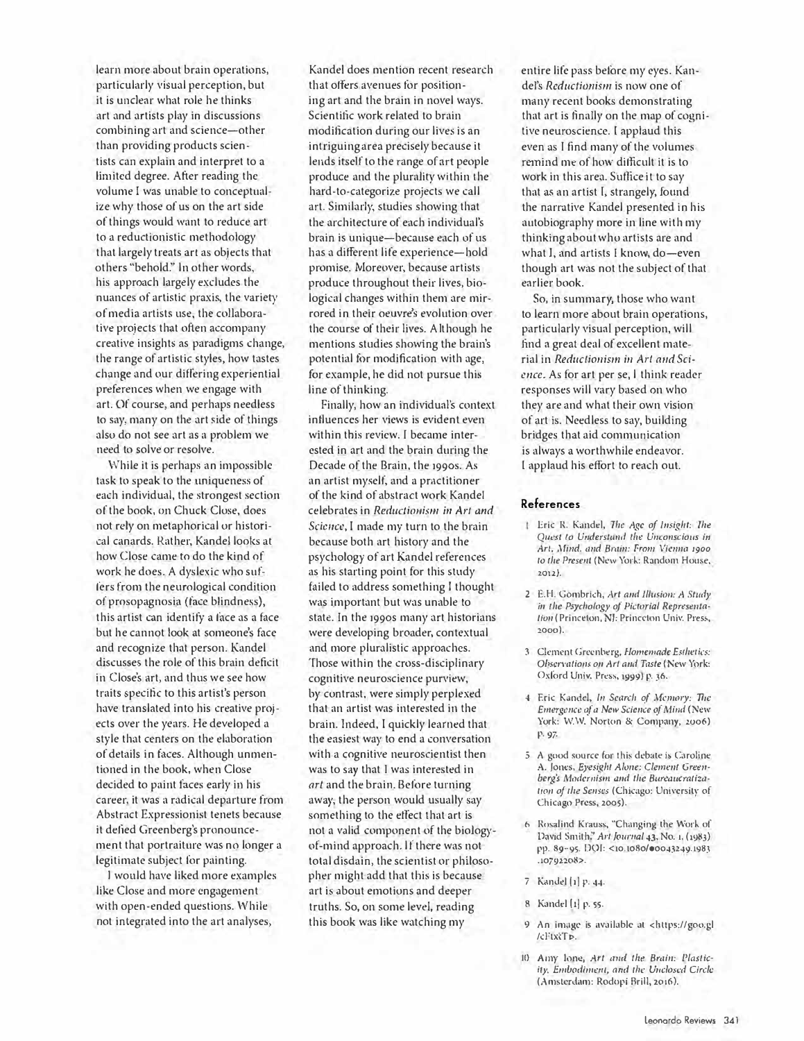learn more about brain operations, particularly visual perception, but it is unclear what role he thinks art and artists play in discussions combining art and science—other than providing products scientists can explain and interpret to a limited degree. After reading the volume I was unable to conceptualize why those of us on the art side of things would want to reduce art to a reductionistic methodology that largely treats art as objects that others "behold." In other words, his approach largely excludes the nuances of artistic praxis, the variety of media artists use, the collaborative projects that often accompany creative insights as paradigms change, the range of artistic styles, how tastes change and our differing experiential preferences when we engage with art. Of course, and perhaps needless to say, many on the art side of things also do not see art as a problem we need to solve or resolve.

While it is perhaps an impossible task to speak to the uniqueness of each individual, the strongest section of the book, on Chuck Close, does not rely on metaphorical or historical canards. Rather, Kandel looks at how Close came to do the kind of work he does. A dyslexic who suffers from the neurological condition of prosopagnosia (face blindness), this artist can identify a face as a face but he cannot look at someone's face and recognize that person. Kandel discusses the role of this brain deficit in Close's art, and thus we see how traits specific to this artist's person have translated into his creative projects over the years. He developed a style that centers on the elaboration of details in faces. Although unmentioned in the book, when Close decided to paint faces early in his career, it was a radical departure from Abstract Expressionist tenets because it defied Greenberg's pronouncement that portraiture was no longer a legitimate subject for painting.

I would have liked more examples like Close and more engagement with open-ended questions. While not integrated into the art analyses, Kandel does mention recent research that offers avenues for positioning art and the brain in novel ways. Scientific work related to brain modification during our lives is an intriguing area precisely because it lends itself to the range of art people produce and the plurality within the hard-to-categorize projects we call art. Similarly, studies showing that the architecture of each individual's brain is unique—because each of us has a different life experience—hold promise. Moreover, because artists produce throughout their lives, biological changes within them are mirrored in their oeuvre's evolution over the course of their lives. Although he mentions studies showing the brain's potential for modification with age, for example, he did not pursue this line of thinking.

Finally, how an individual's context influences her views is evident even within this review. I became interested in art and the brain during the Decade of the Brain, the 1990s. As an artist myself, and a practitioner of the kind of abstract work Kandel celebrates in *Reductionism in Art and Science*, I made my turn to the brain because both art history and the psychology of art Kandel references as his starting point for this study failed to address something I thought was important but was unable to state. In the 1990s many art historians were developing broader, contextual and more pluralistic approaches. Those within the cross-disciplinary cognitive neuroscience purview, by contrast, were simply perplexed that an artist was interested in the brain. Indeed, I quickly learned that the easiest way to end a conversation with a cognitive neuroscientist then was to say that I was interested in *art* and the brain. Before turning away, the person would usually say something to the effect that art is not a valid component of the biology-of-mind approach. If there was not total disdain, the scientist or philosopher might add that this is because art is about emotions and deeper truths. So, on some level, reading this book was like watching my entire life pass before my eyes. Kandel's *Reductionism* is now one of many recent books demonstrating that art is finally on the map of cognitive neuroscience. I applaud this even as I find many of the volumes remind me of how difficult it is to work in this area. Suffice it to say that as an artist I, strangely, found the narrative Kandel presented in his autobiography more in line with my thinking about who artists are and what I, and artists I know, do—even though art was not the subject of that earlier book.

So, in summary, those who want to learn more about brain operations, particularly visual perception, will find a great deal of excellent material in *Reductionism in Art and Science*. As for art per se, I think reader responses will vary based on who they are and what their own vision of art is. Needless to say, building bridges that aid communication is always a worthwhile endeavor. I applaud his effort to reach out.

## References

1. Eric R. Kandel, *The Age of Insight: The Quest to Understand the Unconscious in Art, Mind, and Brain: From Vienna 1900 to the Present* (New York: Random House, 2012).
2. E.H. Gombrich, *Art and Illusion: A Study in the Psychology of Pictorial Representation* (Princeton, NJ: Princeton Univ. Press, 2000).
3. Clement Greenberg, *Homemade Esthetics: Observations on Art and Taste* (New York: Oxford Univ. Press, 1999) p. 36.
4. Eric Kandel, *In Search of Memory: The Emergence of a New Science of Mind* (New York: W.W. Norton & Company, 2006) p. 97.
5. A good source for this debate is Caroline A. Jones, *Eyesight Alone: Clement Greenberg's Modernism and the Bureaucratization of the Senses* (Chicago: University of Chicago Press, 2005).
6. Rosalind Krauss, "Changing the Work of David Smith," *Art Journal* 43, No. 1, (1983) pp. 89–95. DOI: <10.1080/00043249.1983.10792208>.
7. Kandel [1] p. 44.
8. Kandel [1] p. 55.
9. An image is available at <https://goo.gl/cFtxiT>.
10. Amy Ione, *Art and the Brain: Plasticity, Embodiment, and the Unclosed Circle* (Amsterdam: Rodopi Brill, 2016).